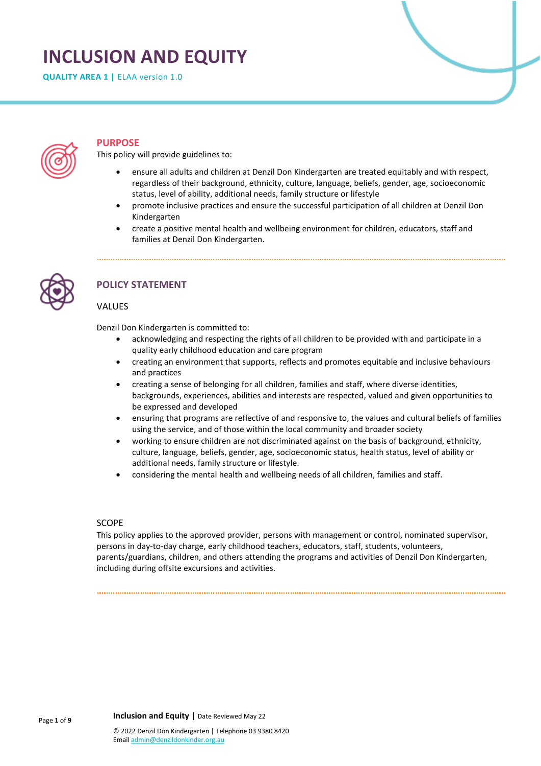# INCLUSION AND EQUITY

**QUALITY AREA 1 |** ELAA version 1.0

## PURPOSE

This policy will provide guidelines to:

- ensure all adults and children at Denzil Don Kindergarten are treated equitably and with respect, regardless of their background, ethnicity, culture, language, beliefs, gender, age, socioeconomic status, level of ability, additional needs, family structure or lifestyle
- promote inclusive practices and ensure the successful participation of all children at Denzil Don Kindergarten
- create a positive mental health and wellbeing environment for children, educators, staff and families at Denzil Don Kindergarten.

## POLICY STATEMENT

### VALUES

Denzil Don Kindergarten is committed to:

- acknowledging and respecting the rights of all children to be provided with and participate in a quality early childhood education and care program
- creating an environment that supports, reflects and promotes equitable and inclusive behaviours and practices
- creating a sense of belonging for all children, families and staff, where diverse identities, backgrounds, experiences, abilities and interests are respected, valued and given opportunities to be expressed and developed
- ensuring that programs are reflective of and responsive to, the values and cultural beliefs of families using the service, and of those within the local community and broader society
- working to ensure children are not discriminated against on the basis of background, ethnicity, culture, language, beliefs, gender, age, socioeconomic status, health status, level of ability or additional needs, family structure or lifestyle.
- considering the mental health and wellbeing needs of all children, families and staff.

### SCOPE

This policy applies to the approved provider, persons with management or control, nominated supervisor, persons in day-to-day charge, early childhood teachers, educators, staff, students, volunteers, parents/guardians, children, and others attending the programs and activities of Denzil Don Kindergarten, including during offsite excursions and activities.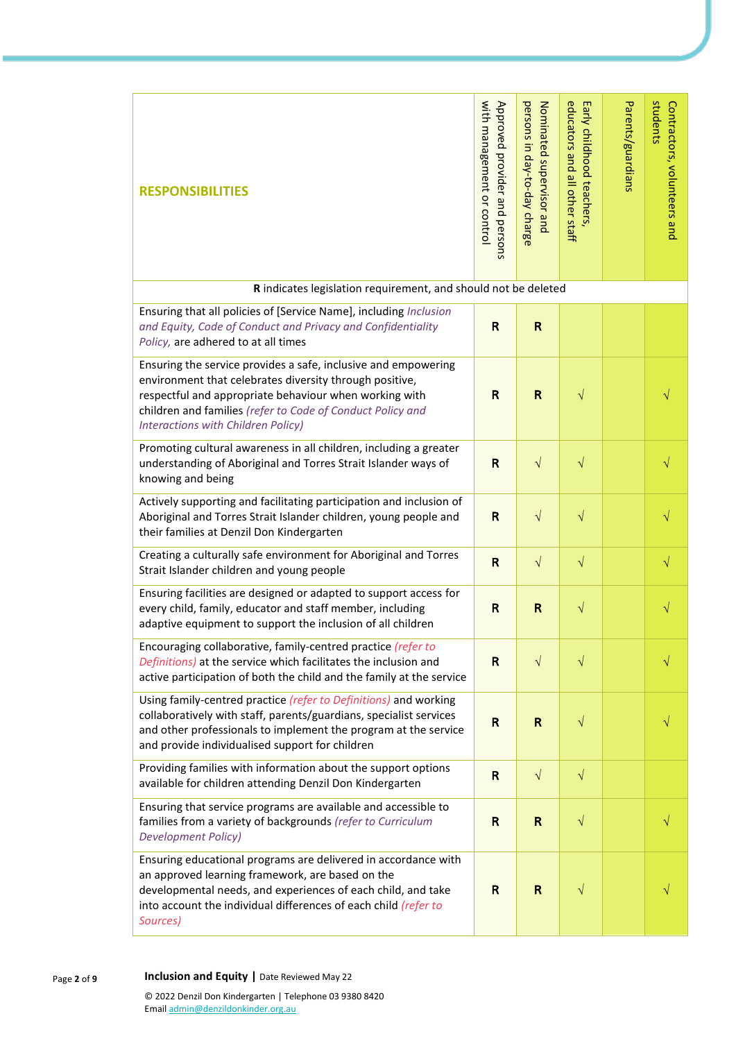| RESPONSIBILITIES | Approved provider and persons with management or control | Nominated supervisor and persons in day-to-day charge | Early childhood teachers, educators and all other staff | Parents/guardians | Contractors, volunteers and students |
|---|---|---|---|---|---|
| **R** indicates legislation requirement, and should not be deleted | | | | | |
| Ensuring that all policies of [Service Name], including *Inclusion and Equity, Code of Conduct and Privacy and Confidentiality Policy,* are adhered to at all times | **R** | **R** | | | |
| Ensuring the service provides a safe, inclusive and empowering environment that celebrates diversity through positive, respectful and appropriate behaviour when working with children and families *(refer to Code of Conduct Policy and Interactions with Children Policy)* | **R** | **R** | √ | | √ |
| Promoting cultural awareness in all children, including a greater understanding of Aboriginal and Torres Strait Islander ways of knowing and being | **R** | √ | √ | | √ |
| Actively supporting and facilitating participation and inclusion of Aboriginal and Torres Strait Islander children, young people and their families at Denzil Don Kindergarten | **R** | √ | √ | | √ |
| Creating a culturally safe environment for Aboriginal and Torres Strait Islander children and young people | **R** | √ | √ | | √ |
| Ensuring facilities are designed or adapted to support access for every child, family, educator and staff member, including adaptive equipment to support the inclusion of all children | **R** | **R** | √ | | √ |
| Encouraging collaborative, family-centred practice *(refer to Definitions)* at the service which facilitates the inclusion and active participation of both the child and the family at the service | **R** | √ | √ | | √ |
| Using family-centred practice *(refer to Definitions)* and working collaboratively with staff, parents/guardians, specialist services and other professionals to implement the program at the service and provide individualised support for children | **R** | **R** | √ | | √ |
| Providing families with information about the support options available for children attending Denzil Don Kindergarten | **R** | √ | √ | | |
| Ensuring that service programs are available and accessible to families from a variety of backgrounds *(refer to Curriculum Development Policy)* | **R** | **R** | √ | | √ |
| Ensuring educational programs are delivered in accordance with an approved learning framework, are based on the developmental needs, and experiences of each child, and take into account the individual differences of each child *(refer to Sources)* | **R** | **R** | √ | | √ |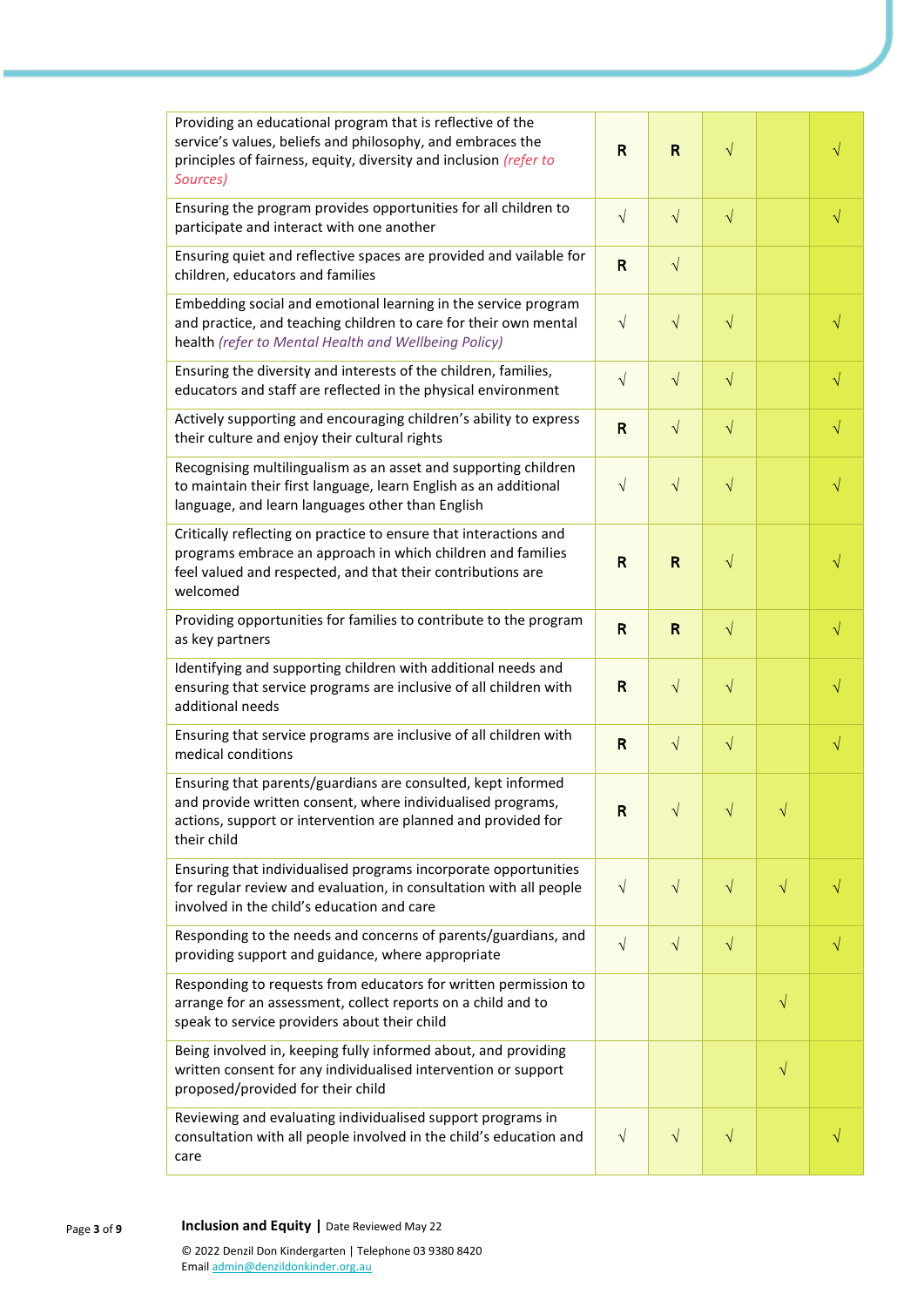| | | | | | |
|---|---|---|---|---|---|
| Providing an educational program that is reflective of the service's values, beliefs and philosophy, and embraces the principles of fairness, equity, diversity and inclusion *(refer to Sources)* | R | R | √ | | √ |
| Ensuring the program provides opportunities for all children to participate and interact with one another | √ | √ | √ | | √ |
| Ensuring quiet and reflective spaces are provided and vailable for children, educators and families | R | √ | | | |
| Embedding social and emotional learning in the service program and practice, and teaching children to care for their own mental health *(refer to Mental Health and Wellbeing Policy)* | √ | √ | √ | | √ |
| Ensuring the diversity and interests of the children, families, educators and staff are reflected in the physical environment | √ | √ | √ | | √ |
| Actively supporting and encouraging children's ability to express their culture and enjoy their cultural rights | R | √ | √ | | √ |
| Recognising multilingualism as an asset and supporting children to maintain their first language, learn English as an additional language, and learn languages other than English | √ | √ | √ | | √ |
| Critically reflecting on practice to ensure that interactions and programs embrace an approach in which children and families feel valued and respected, and that their contributions are welcomed | R | R | √ | | √ |
| Providing opportunities for families to contribute to the program as key partners | R | R | √ | | √ |
| Identifying and supporting children with additional needs and ensuring that service programs are inclusive of all children with additional needs | R | √ | √ | | √ |
| Ensuring that service programs are inclusive of all children with medical conditions | R | √ | √ | | √ |
| Ensuring that parents/guardians are consulted, kept informed and provide written consent, where individualised programs, actions, support or intervention are planned and provided for their child | R | √ | √ | √ | |
| Ensuring that individualised programs incorporate opportunities for regular review and evaluation, in consultation with all people involved in the child's education and care | √ | √ | √ | √ | √ |
| Responding to the needs and concerns of parents/guardians, and providing support and guidance, where appropriate | √ | √ | √ | | √ |
| Responding to requests from educators for written permission to arrange for an assessment, collect reports on a child and to speak to service providers about their child | | | | √ | |
| Being involved in, keeping fully informed about, and providing written consent for any individualised intervention or support proposed/provided for their child | | | | √ | |
| Reviewing and evaluating individualised support programs in consultation with all people involved in the child's education and care | √ | √ | √ | | √ |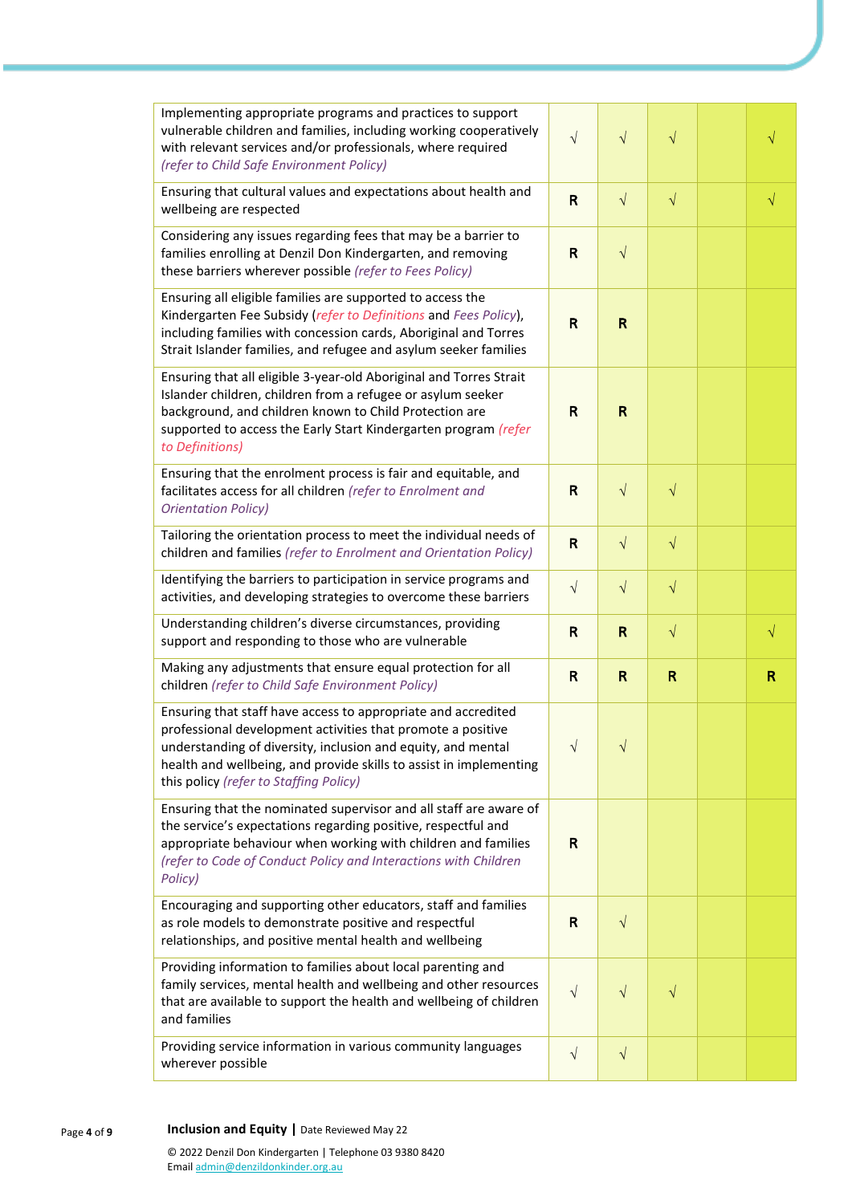| | | | | | |
|---|---|---|---|---|---|
| Implementing appropriate programs and practices to support vulnerable children and families, including working cooperatively with relevant services and/or professionals, where required *(refer to Child Safe Environment Policy)* | √ | √ | √ | | √ |
| Ensuring that cultural values and expectations about health and wellbeing are respected | **R** | √ | √ | | √ |
| Considering any issues regarding fees that may be a barrier to families enrolling at Denzil Don Kindergarten, and removing these barriers wherever possible *(refer to Fees Policy)* | **R** | √ | | | |
| Ensuring all eligible families are supported to access the Kindergarten Fee Subsidy (*refer to Definitions* and *Fees Policy*), including families with concession cards, Aboriginal and Torres Strait Islander families, and refugee and asylum seeker families | **R** | **R** | | | |
| Ensuring that all eligible 3-year-old Aboriginal and Torres Strait Islander children, children from a refugee or asylum seeker background, and children known to Child Protection are supported to access the Early Start Kindergarten program *(refer to Definitions)* | **R** | **R** | | | |
| Ensuring that the enrolment process is fair and equitable, and facilitates access for all children *(refer to Enrolment and Orientation Policy)* | **R** | √ | √ | | |
| Tailoring the orientation process to meet the individual needs of children and families *(refer to Enrolment and Orientation Policy)* | **R** | √ | √ | | |
| Identifying the barriers to participation in service programs and activities, and developing strategies to overcome these barriers | √ | √ | √ | | |
| Understanding children's diverse circumstances, providing support and responding to those who are vulnerable | **R** | **R** | √ | | √ |
| Making any adjustments that ensure equal protection for all children *(refer to Child Safe Environment Policy)* | **R** | **R** | **R** | | **R** |
| Ensuring that staff have access to appropriate and accredited professional development activities that promote a positive understanding of diversity, inclusion and equity, and mental health and wellbeing, and provide skills to assist in implementing this policy *(refer to Staffing Policy)* | √ | √ | | | |
| Ensuring that the nominated supervisor and all staff are aware of the service's expectations regarding positive, respectful and appropriate behaviour when working with children and families *(refer to Code of Conduct Policy and Interactions with Children Policy)* | **R** | | | | |
| Encouraging and supporting other educators, staff and families as role models to demonstrate positive and respectful relationships, and positive mental health and wellbeing | **R** | √ | | | |
| Providing information to families about local parenting and family services, mental health and wellbeing and other resources that are available to support the health and wellbeing of children and families | √ | √ | √ | | |
| Providing service information in various community languages wherever possible | √ | √ | | | |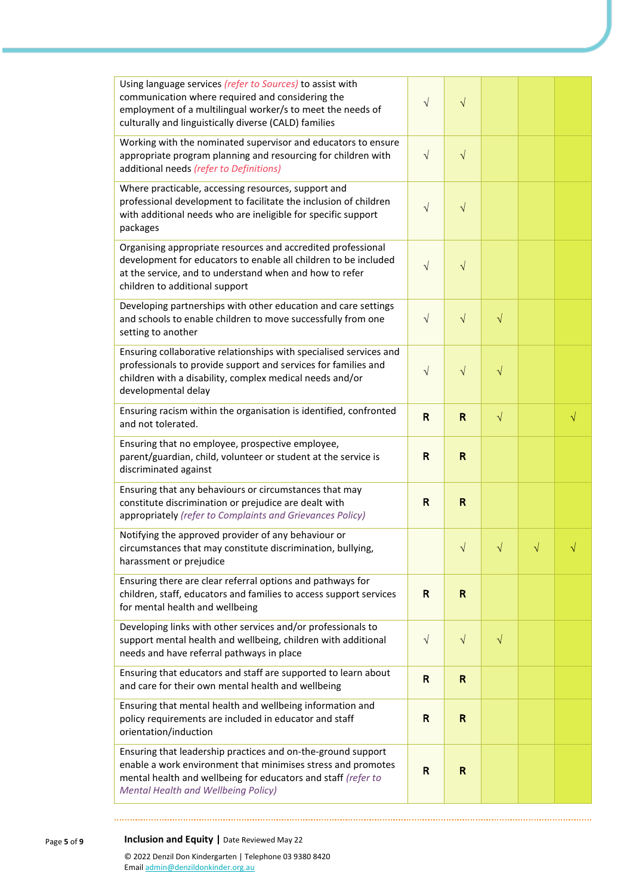| | | | | | |
|---|---|---|---|---|---|
| Using language services *(refer to Sources)* to assist with communication where required and considering the employment of a multilingual worker/s to meet the needs of culturally and linguistically diverse (CALD) families | √ | √ | | | |
| Working with the nominated supervisor and educators to ensure appropriate program planning and resourcing for children with additional needs *(refer to Definitions)* | √ | √ | | | |
| Where practicable, accessing resources, support and professional development to facilitate the inclusion of children with additional needs who are ineligible for specific support packages | √ | √ | | | |
| Organising appropriate resources and accredited professional development for educators to enable all children to be included at the service, and to understand when and how to refer children to additional support | √ | √ | | | |
| Developing partnerships with other education and care settings and schools to enable children to move successfully from one setting to another | √ | √ | √ | | |
| Ensuring collaborative relationships with specialised services and professionals to provide support and services for families and children with a disability, complex medical needs and/or developmental delay | √ | √ | √ | | |
| Ensuring racism within the organisation is identified, confronted and not tolerated. | **R** | **R** | √ | | √ |
| Ensuring that no employee, prospective employee, parent/guardian, child, volunteer or student at the service is discriminated against | **R** | **R** | | | |
| Ensuring that any behaviours or circumstances that may constitute discrimination or prejudice are dealt with appropriately *(refer to Complaints and Grievances Policy)* | **R** | **R** | | | |
| Notifying the approved provider of any behaviour or circumstances that may constitute discrimination, bullying, harassment or prejudice | | √ | √ | √ | √ |
| Ensuring there are clear referral options and pathways for children, staff, educators and families to access support services for mental health and wellbeing | **R** | **R** | | | |
| Developing links with other services and/or professionals to support mental health and wellbeing, children with additional needs and have referral pathways in place | √ | √ | √ | | |
| Ensuring that educators and staff are supported to learn about and care for their own mental health and wellbeing | **R** | **R** | | | |
| Ensuring that mental health and wellbeing information and policy requirements are included in educator and staff orientation/induction | **R** | **R** | | | |
| Ensuring that leadership practices and on-the-ground support enable a work environment that minimises stress and promotes mental health and wellbeing for educators and staff *(refer to Mental Health and Wellbeing Policy)* | **R** | **R** | | | |

**Inclusion and Equity** | Date Reviewed May 22

© 2022 Denzil Don Kindergarten | Telephone 03 9380 8420
Email admin@denzildonkinder.org.au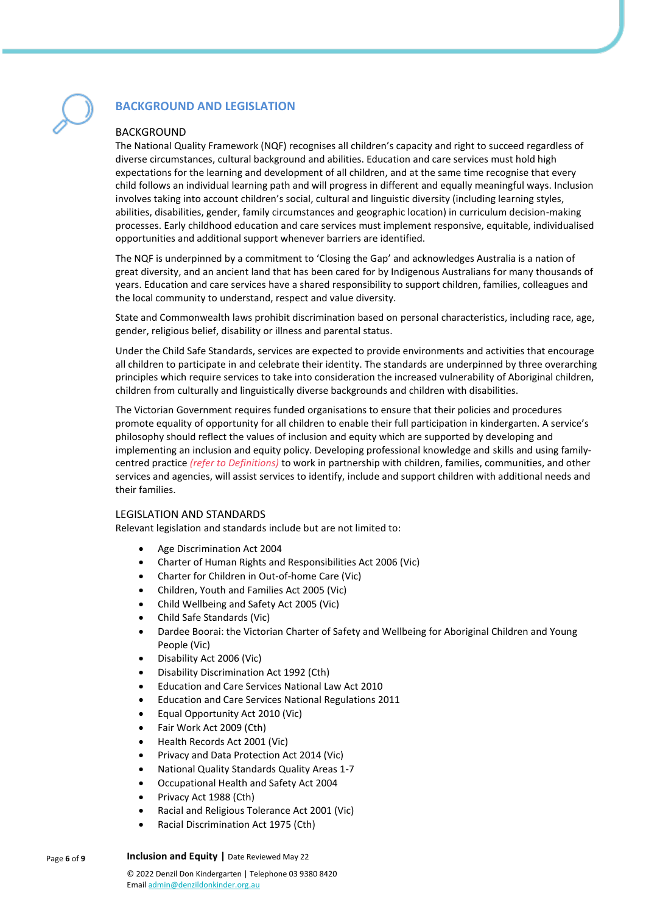## BACKGROUND AND LEGISLATION

### BACKGROUND

The National Quality Framework (NQF) recognises all children's capacity and right to succeed regardless of diverse circumstances, cultural background and abilities. Education and care services must hold high expectations for the learning and development of all children, and at the same time recognise that every child follows an individual learning path and will progress in different and equally meaningful ways. Inclusion involves taking into account children's social, cultural and linguistic diversity (including learning styles, abilities, disabilities, gender, family circumstances and geographic location) in curriculum decision-making processes. Early childhood education and care services must implement responsive, equitable, individualised opportunities and additional support whenever barriers are identified.

The NQF is underpinned by a commitment to 'Closing the Gap' and acknowledges Australia is a nation of great diversity, and an ancient land that has been cared for by Indigenous Australians for many thousands of years. Education and care services have a shared responsibility to support children, families, colleagues and the local community to understand, respect and value diversity.

State and Commonwealth laws prohibit discrimination based on personal characteristics, including race, age, gender, religious belief, disability or illness and parental status.

Under the Child Safe Standards, services are expected to provide environments and activities that encourage all children to participate in and celebrate their identity. The standards are underpinned by three overarching principles which require services to take into consideration the increased vulnerability of Aboriginal children, children from culturally and linguistically diverse backgrounds and children with disabilities.

The Victorian Government requires funded organisations to ensure that their policies and procedures promote equality of opportunity for all children to enable their full participation in kindergarten. A service's philosophy should reflect the values of inclusion and equity which are supported by developing and implementing an inclusion and equity policy. Developing professional knowledge and skills and using family-centred practice *(refer to Definitions)* to work in partnership with children, families, communities, and other services and agencies, will assist services to identify, include and support children with additional needs and their families.

### LEGISLATION AND STANDARDS

Relevant legislation and standards include but are not limited to:

- Age Discrimination Act 2004
- Charter of Human Rights and Responsibilities Act 2006 (Vic)
- Charter for Children in Out-of-home Care (Vic)
- Children, Youth and Families Act 2005 (Vic)
- Child Wellbeing and Safety Act 2005 (Vic)
- Child Safe Standards (Vic)
- Dardee Boorai: the Victorian Charter of Safety and Wellbeing for Aboriginal Children and Young People (Vic)
- Disability Act 2006 (Vic)
- Disability Discrimination Act 1992 (Cth)
- Education and Care Services National Law Act 2010
- Education and Care Services National Regulations 2011
- Equal Opportunity Act 2010 (Vic)
- Fair Work Act 2009 (Cth)
- Health Records Act 2001 (Vic)
- Privacy and Data Protection Act 2014 (Vic)
- National Quality Standards Quality Areas 1-7
- Occupational Health and Safety Act 2004
- Privacy Act 1988 (Cth)
- Racial and Religious Tolerance Act 2001 (Vic)
- Racial Discrimination Act 1975 (Cth)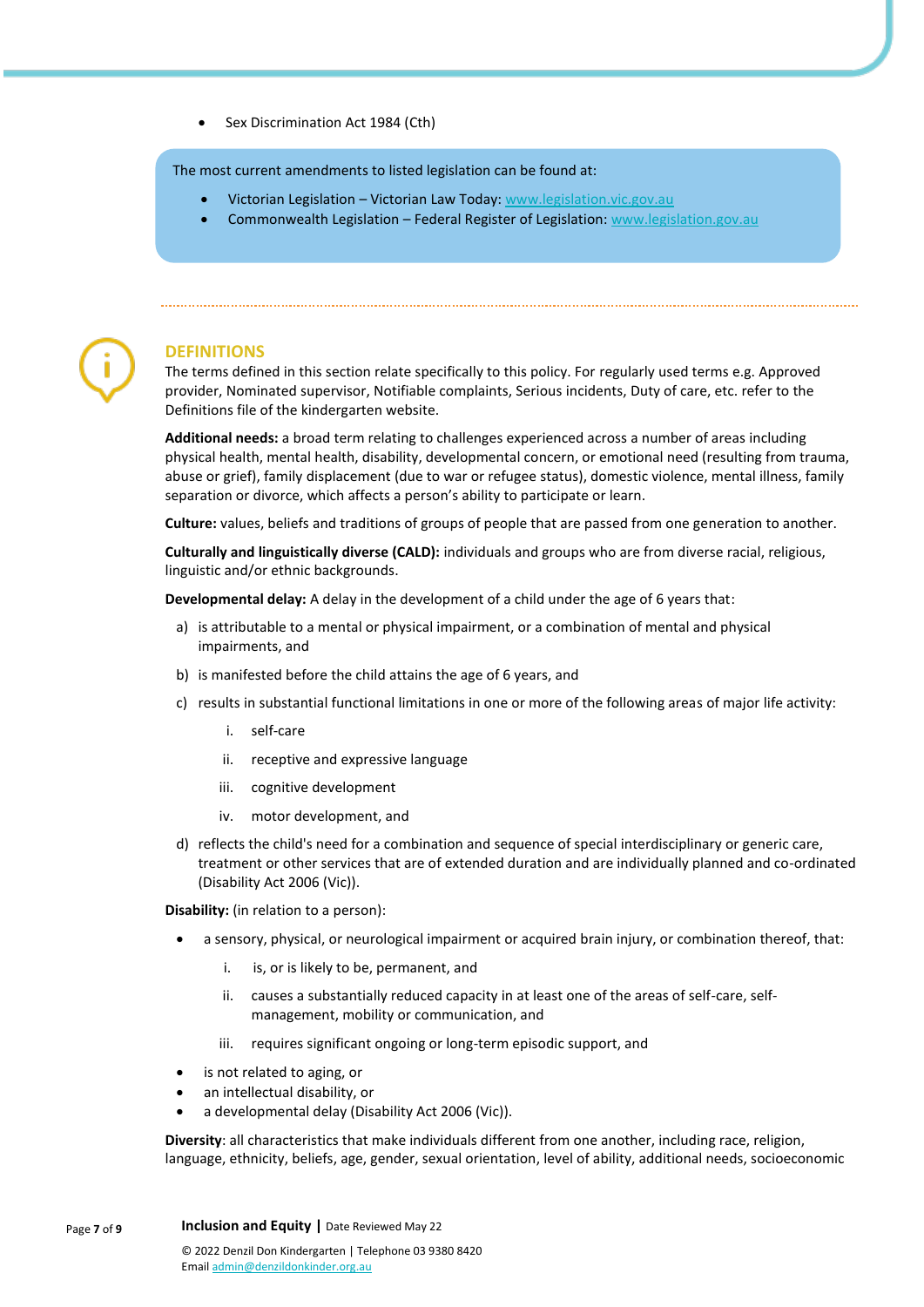- Sex Discrimination Act 1984 (Cth)

The most current amendments to listed legislation can be found at:

- Victorian Legislation – Victorian Law Today: www.legislation.vic.gov.au
- Commonwealth Legislation – Federal Register of Legislation: www.legislation.gov.au

## DEFINITIONS

The terms defined in this section relate specifically to this policy. For regularly used terms e.g. Approved provider, Nominated supervisor, Notifiable complaints, Serious incidents, Duty of care, etc. refer to the Definitions file of the kindergarten website.

**Additional needs:** a broad term relating to challenges experienced across a number of areas including physical health, mental health, disability, developmental concern, or emotional need (resulting from trauma, abuse or grief), family displacement (due to war or refugee status), domestic violence, mental illness, family separation or divorce, which affects a person's ability to participate or learn.

**Culture:** values, beliefs and traditions of groups of people that are passed from one generation to another.

**Culturally and linguistically diverse (CALD):** individuals and groups who are from diverse racial, religious, linguistic and/or ethnic backgrounds.

**Developmental delay:** A delay in the development of a child under the age of 6 years that:

a) is attributable to a mental or physical impairment, or a combination of mental and physical impairments, and

b) is manifested before the child attains the age of 6 years, and

c) results in substantial functional limitations in one or more of the following areas of major life activity:

   i. self-care

   ii. receptive and expressive language

   iii. cognitive development

   iv. motor development, and

d) reflects the child's need for a combination and sequence of special interdisciplinary or generic care, treatment or other services that are of extended duration and are individually planned and co-ordinated (Disability Act 2006 (Vic)).

**Disability:** (in relation to a person):

- a sensory, physical, or neurological impairment or acquired brain injury, or combination thereof, that:

   i. is, or is likely to be, permanent, and

   ii. causes a substantially reduced capacity in at least one of the areas of self-care, self-management, mobility or communication, and

   iii. requires significant ongoing or long-term episodic support, and

- is not related to aging, or
- an intellectual disability, or
- a developmental delay (Disability Act 2006 (Vic)).

**Diversity**: all characteristics that make individuals different from one another, including race, religion, language, ethnicity, beliefs, age, gender, sexual orientation, level of ability, additional needs, socioeconomic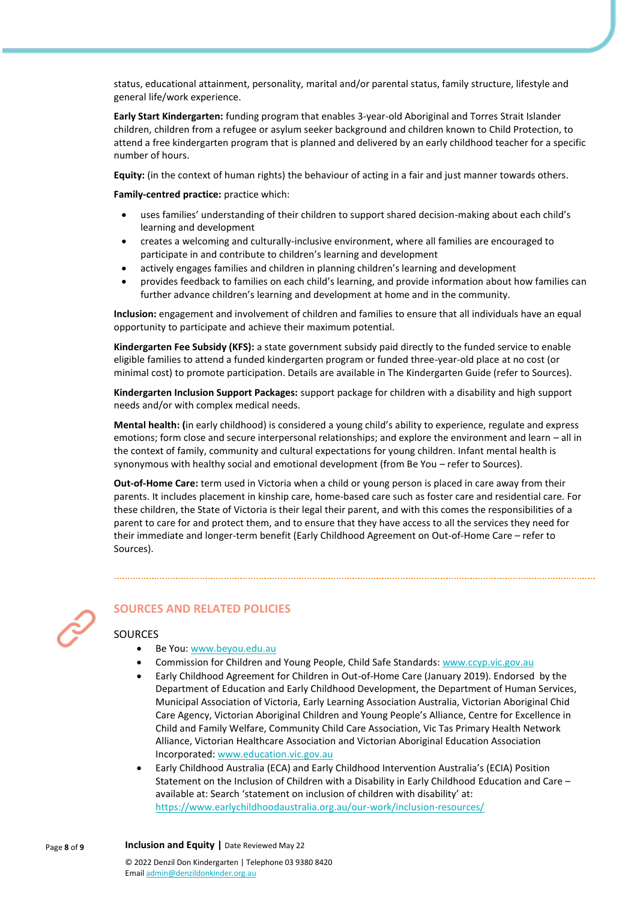status, educational attainment, personality, marital and/or parental status, family structure, lifestyle and general life/work experience.

**Early Start Kindergarten:** funding program that enables 3-year-old Aboriginal and Torres Strait Islander children, children from a refugee or asylum seeker background and children known to Child Protection, to attend a free kindergarten program that is planned and delivered by an early childhood teacher for a specific number of hours.

**Equity:** (in the context of human rights) the behaviour of acting in a fair and just manner towards others.

**Family-centred practice:** practice which:

- uses families' understanding of their children to support shared decision-making about each child's learning and development
- creates a welcoming and culturally-inclusive environment, where all families are encouraged to participate in and contribute to children's learning and development
- actively engages families and children in planning children's learning and development
- provides feedback to families on each child's learning, and provide information about how families can further advance children's learning and development at home and in the community.

**Inclusion:** engagement and involvement of children and families to ensure that all individuals have an equal opportunity to participate and achieve their maximum potential.

**Kindergarten Fee Subsidy (KFS):** a state government subsidy paid directly to the funded service to enable eligible families to attend a funded kindergarten program or funded three-year-old place at no cost (or minimal cost) to promote participation. Details are available in The Kindergarten Guide (refer to Sources).

**Kindergarten Inclusion Support Packages:** support package for children with a disability and high support needs and/or with complex medical needs.

**Mental health: (**in early childhood) is considered a young child's ability to experience, regulate and express emotions; form close and secure interpersonal relationships; and explore the environment and learn – all in the context of family, community and cultural expectations for young children. Infant mental health is synonymous with healthy social and emotional development (from Be You – refer to Sources).

**Out-of-Home Care:** term used in Victoria when a child or young person is placed in care away from their parents. It includes placement in kinship care, home-based care such as foster care and residential care. For these children, the State of Victoria is their legal parent, and with this comes the responsibilities of a parent to care for and protect them, and to ensure that they have access to all the services they need for their immediate and longer-term benefit (Early Childhood Agreement on Out-of-Home Care – refer to Sources).

## SOURCES AND RELATED POLICIES

### SOURCES

- Be You: www.beyou.edu.au
- Commission for Children and Young People, Child Safe Standards: www.ccyp.vic.gov.au
- Early Childhood Agreement for Children in Out-of-Home Care (January 2019). Endorsed by the Department of Education and Early Childhood Development, the Department of Human Services, Municipal Association of Victoria, Early Learning Association Australia, Victorian Aboriginal Chid Care Agency, Victorian Aboriginal Children and Young People's Alliance, Centre for Excellence in Child and Family Welfare, Community Child Care Association, Vic Tas Primary Health Network Alliance, Victorian Healthcare Association and Victorian Aboriginal Education Association Incorporated: www.education.vic.gov.au
- Early Childhood Australia (ECA) and Early Childhood Intervention Australia's (ECIA) Position Statement on the Inclusion of Children with a Disability in Early Childhood Education and Care – available at: Search 'statement on inclusion of children with disability' at: https://www.earlychildhoodaustralia.org.au/our-work/inclusion-resources/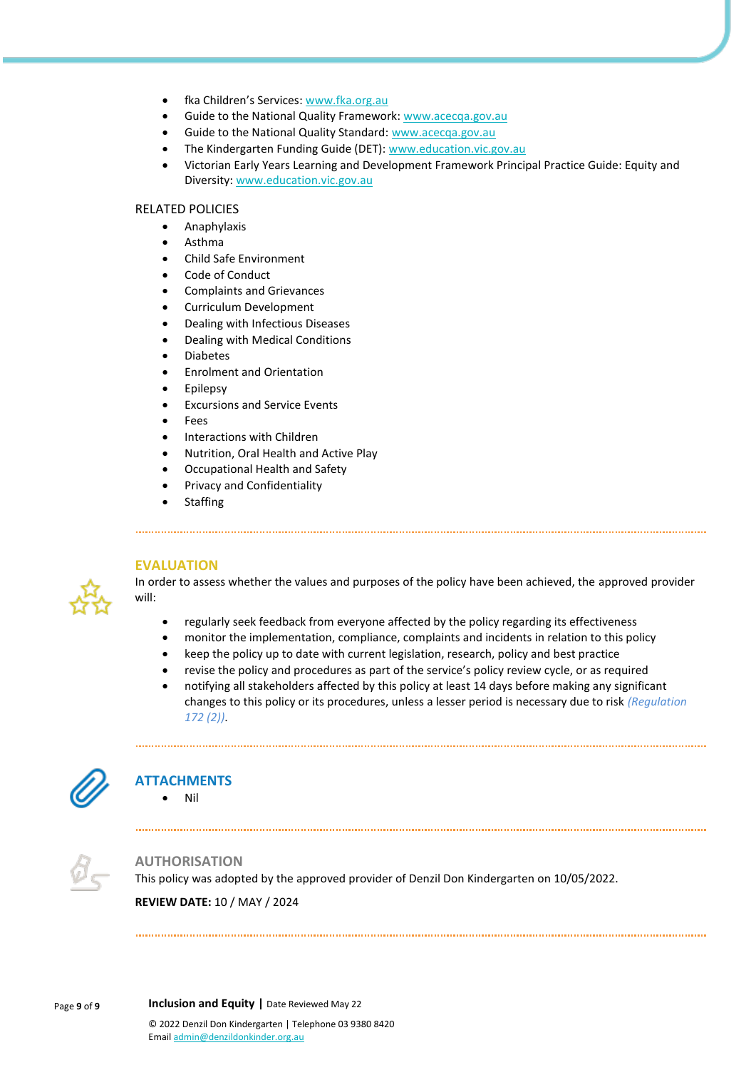- fka Children's Services: www.fka.org.au
- Guide to the National Quality Framework: www.acecqa.gov.au
- Guide to the National Quality Standard: www.acecqa.gov.au
- The Kindergarten Funding Guide (DET): www.education.vic.gov.au
- Victorian Early Years Learning and Development Framework Principal Practice Guide: Equity and Diversity: www.education.vic.gov.au

RELATED POLICIES

- Anaphylaxis
- Asthma
- Child Safe Environment
- Code of Conduct
- Complaints and Grievances
- Curriculum Development
- Dealing with Infectious Diseases
- Dealing with Medical Conditions
- Diabetes
- Enrolment and Orientation
- Epilepsy
- Excursions and Service Events
- Fees
- Interactions with Children
- Nutrition, Oral Health and Active Play
- Occupational Health and Safety
- Privacy and Confidentiality
- Staffing

## EVALUATION

In order to assess whether the values and purposes of the policy have been achieved, the approved provider will:

- regularly seek feedback from everyone affected by the policy regarding its effectiveness
- monitor the implementation, compliance, complaints and incidents in relation to this policy
- keep the policy up to date with current legislation, research, policy and best practice
- revise the policy and procedures as part of the service's policy review cycle, or as required
- notifying all stakeholders affected by this policy at least 14 days before making any significant changes to this policy or its procedures, unless a lesser period is necessary due to risk *(Regulation 172 (2))*.

## ATTACHMENTS

- Nil

## AUTHORISATION

This policy was adopted by the approved provider of Denzil Don Kindergarten on 10/05/2022.

**REVIEW DATE:** 10 / MAY / 2024